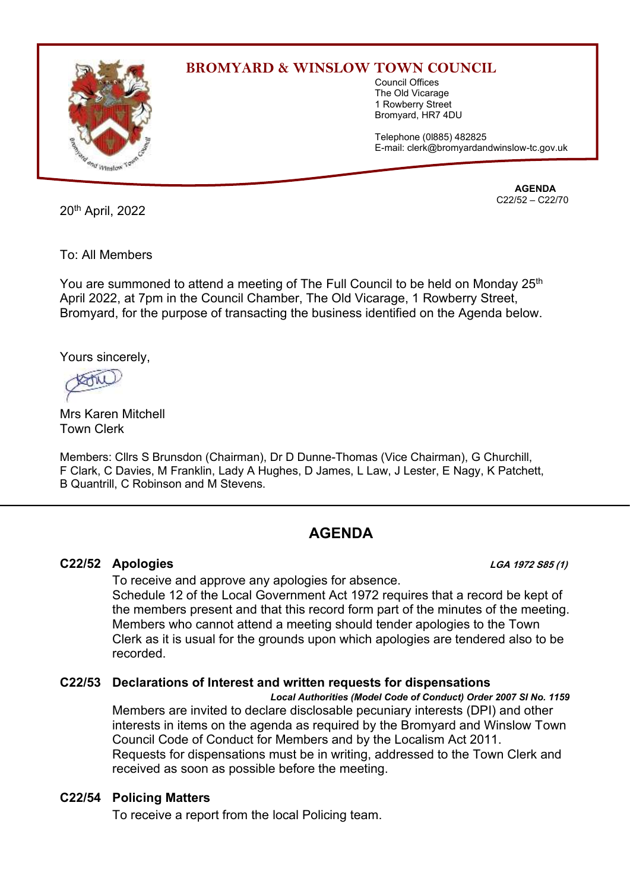# BROMYARD & WINSLOW TOWN COUNCIL

Council Offices
The Old Vicarage
1 Rowberry Street
Bromyard, HR7 4DU

Telephone (0l885) 482825
E-mail: clerk@bromyardandwinslow-tc.gov.uk

**AGENDA**
C22/52 – C22/70

20th April, 2022

To: All Members

You are summoned to attend a meeting of The Full Council to be held on Monday 25th April 2022, at 7pm in the Council Chamber, The Old Vicarage, 1 Rowberry Street, Bromyard, for the purpose of transacting the business identified on the Agenda below.

Yours sincerely,

Mrs Karen Mitchell
Town Clerk

Members: Cllrs S Brunsdon (Chairman), Dr D Dunne-Thomas (Vice Chairman), G Churchill, F Clark, C Davies, M Franklin, Lady A Hughes, D James, L Law, J Lester, E Nagy, K Patchett, B Quantrill, C Robinson and M Stevens.

---

## AGENDA

### C22/52 Apologies

***LGA 1972 S85 (1)***

To receive and approve any apologies for absence.
Schedule 12 of the Local Government Act 1972 requires that a record be kept of the members present and that this record form part of the minutes of the meeting. Members who cannot attend a meeting should tender apologies to the Town Clerk as it is usual for the grounds upon which apologies are tendered also to be recorded.

### C22/53 Declarations of Interest and written requests for dispensations

***Local Authorities (Model Code of Conduct) Order 2007 SI No. 1159***

Members are invited to declare disclosable pecuniary interests (DPI) and other interests in items on the agenda as required by the Bromyard and Winslow Town Council Code of Conduct for Members and by the Localism Act 2011.
Requests for dispensations must be in writing, addressed to the Town Clerk and received as soon as possible before the meeting.

### C22/54 Policing Matters

To receive a report from the local Policing team.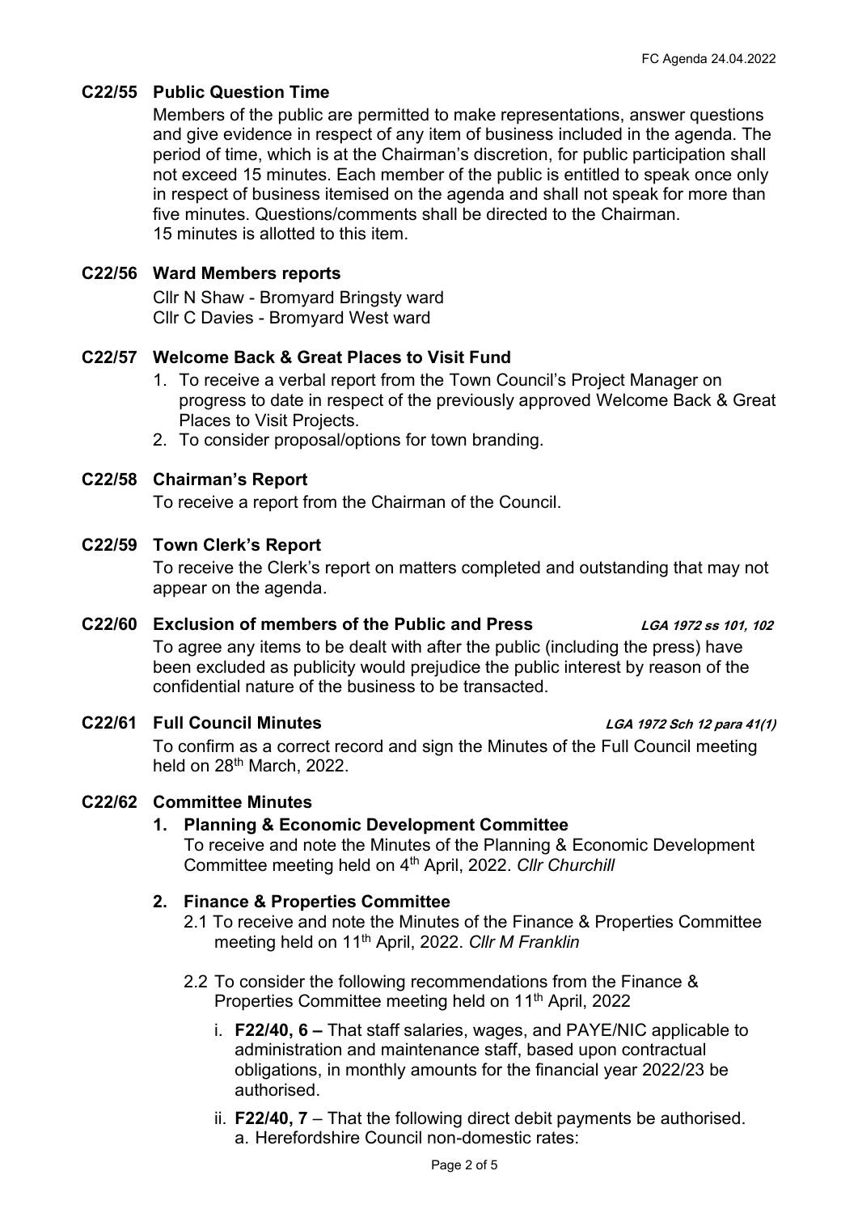### C22/55 Public Question Time

Members of the public are permitted to make representations, answer questions and give evidence in respect of any item of business included in the agenda. The period of time, which is at the Chairman's discretion, for public participation shall not exceed 15 minutes. Each member of the public is entitled to speak once only in respect of business itemised on the agenda and shall not speak for more than five minutes. Questions/comments shall be directed to the Chairman.
15 minutes is allotted to this item.

### C22/56 Ward Members reports

Cllr N Shaw - Bromyard Bringsty ward
Cllr C Davies - Bromyard West ward

### C22/57 Welcome Back & Great Places to Visit Fund

1. To receive a verbal report from the Town Council's Project Manager on progress to date in respect of the previously approved Welcome Back & Great Places to Visit Projects.
2. To consider proposal/options for town branding.

### C22/58 Chairman's Report

To receive a report from the Chairman of the Council.

### C22/59 Town Clerk's Report

To receive the Clerk's report on matters completed and outstanding that may not appear on the agenda.

### C22/60 Exclusion of members of the Public and Press *LGA 1972 ss 101, 102*

To agree any items to be dealt with after the public (including the press) have been excluded as publicity would prejudice the public interest by reason of the confidential nature of the business to be transacted.

### C22/61 Full Council Minutes *LGA 1972 Sch 12 para 41(1)*

To confirm as a correct record and sign the Minutes of the Full Council meeting held on 28th March, 2022.

### C22/62 Committee Minutes

**1. Planning & Economic Development Committee**

To receive and note the Minutes of the Planning & Economic Development Committee meeting held on 4th April, 2022. *Cllr Churchill*

**2. Finance & Properties Committee**

2.1 To receive and note the Minutes of the Finance & Properties Committee meeting held on 11th April, 2022. *Cllr M Franklin*

2.2 To consider the following recommendations from the Finance & Properties Committee meeting held on 11th April, 2022

i. **F22/40, 6 –** That staff salaries, wages, and PAYE/NIC applicable to administration and maintenance staff, based upon contractual obligations, in monthly amounts for the financial year 2022/23 be authorised.

ii. **F22/40, 7** – That the following direct debit payments be authorised.
a. Herefordshire Council non-domestic rates: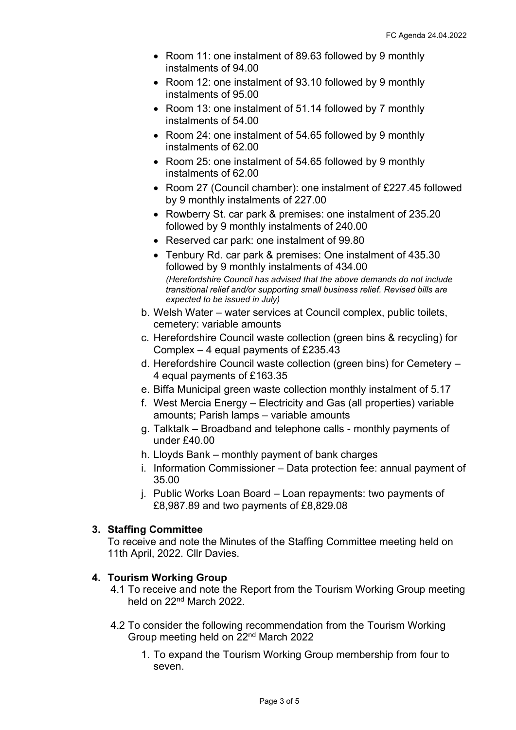- Room 11: one instalment of 89.63 followed by 9 monthly instalments of 94.00
- Room 12: one instalment of 93.10 followed by 9 monthly instalments of 95.00
- Room 13: one instalment of 51.14 followed by 7 monthly instalments of 54.00
- Room 24: one instalment of 54.65 followed by 9 monthly instalments of 62.00
- Room 25: one instalment of 54.65 followed by 9 monthly instalments of 62.00
- Room 27 (Council chamber): one instalment of £227.45 followed by 9 monthly instalments of 227.00
- Rowberry St. car park & premises: one instalment of 235.20 followed by 9 monthly instalments of 240.00
- Reserved car park: one instalment of 99.80
- Tenbury Rd. car park & premises: One instalment of 435.30 followed by 9 monthly instalments of 434.00

  *(Herefordshire Council has advised that the above demands do not include transitional relief and/or supporting small business relief. Revised bills are expected to be issued in July)*

b. Welsh Water – water services at Council complex, public toilets, cemetery: variable amounts

c. Herefordshire Council waste collection (green bins & recycling) for Complex – 4 equal payments of £235.43

d. Herefordshire Council waste collection (green bins) for Cemetery – 4 equal payments of £163.35

e. Biffa Municipal green waste collection monthly instalment of 5.17

f. West Mercia Energy – Electricity and Gas (all properties) variable amounts; Parish lamps – variable amounts

g. Talktalk – Broadband and telephone calls - monthly payments of under £40.00

h. Lloyds Bank – monthly payment of bank charges

i. Information Commissioner – Data protection fee: annual payment of 35.00

j. Public Works Loan Board – Loan repayments: two payments of £8,987.89 and two payments of £8,829.08

**3. Staffing Committee**

To receive and note the Minutes of the Staffing Committee meeting held on 11th April, 2022. Cllr Davies.

**4. Tourism Working Group**

4.1 To receive and note the Report from the Tourism Working Group meeting held on 22nd March 2022.

4.2 To consider the following recommendation from the Tourism Working Group meeting held on 22nd March 2022

1. To expand the Tourism Working Group membership from four to seven.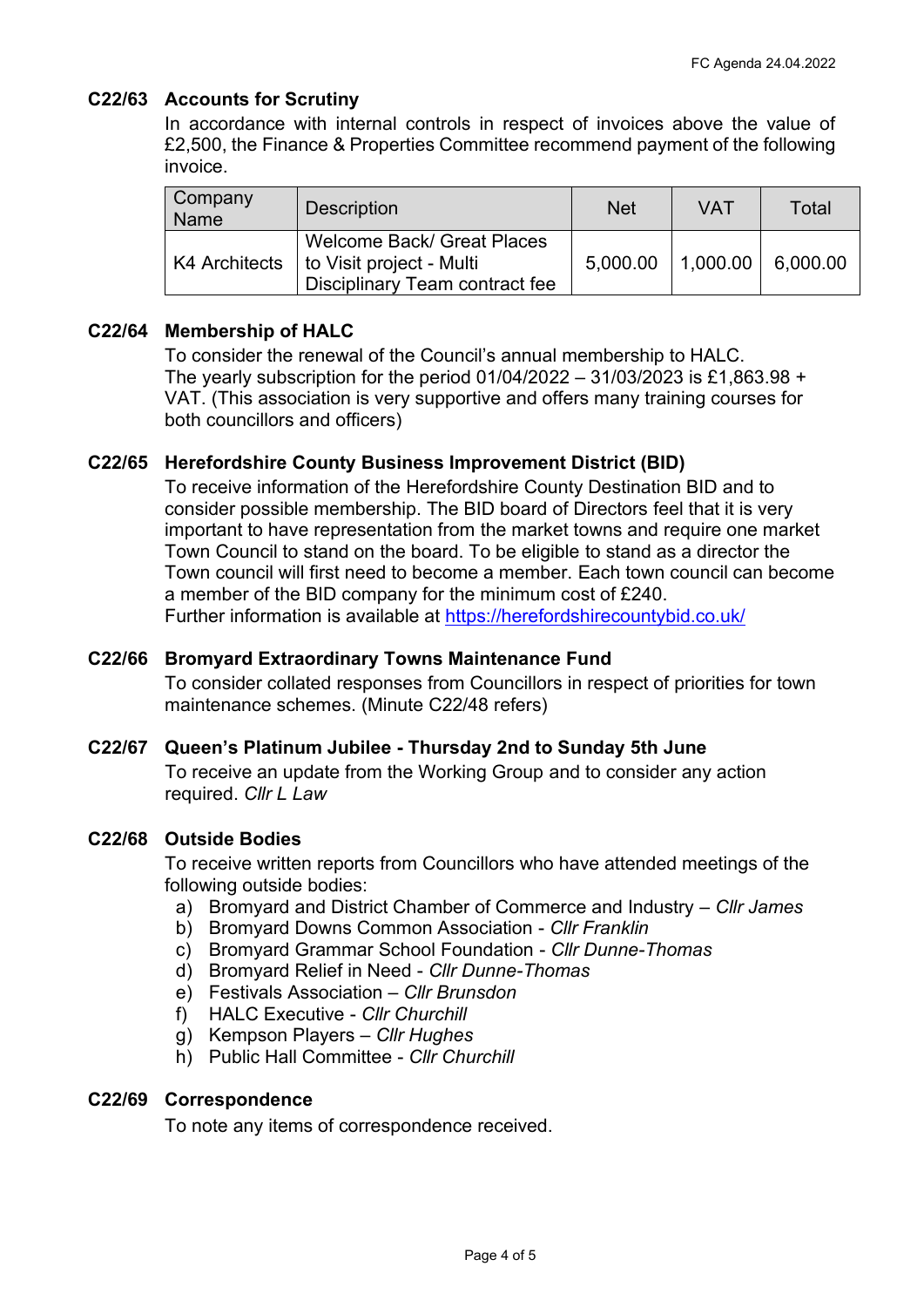### C22/63 Accounts for Scrutiny

In accordance with internal controls in respect of invoices above the value of £2,500, the Finance & Properties Committee recommend payment of the following invoice.

| Company Name | Description | Net | VAT | Total |
|---|---|---|---|---|
| K4 Architects | Welcome Back/ Great Places to Visit project - Multi Disciplinary Team contract fee | 5,000.00 | 1,000.00 | 6,000.00 |

### C22/64 Membership of HALC

To consider the renewal of the Council's annual membership to HALC.
The yearly subscription for the period 01/04/2022 – 31/03/2023 is £1,863.98 + VAT. (This association is very supportive and offers many training courses for both councillors and officers)

### C22/65 Herefordshire County Business Improvement District (BID)

To receive information of the Herefordshire County Destination BID and to consider possible membership. The BID board of Directors feel that it is very important to have representation from the market towns and require one market Town Council to stand on the board. To be eligible to stand as a director the Town council will first need to become a member. Each town council can become a member of the BID company for the minimum cost of £240.
Further information is available at https://herefordshirecountybid.co.uk/

### C22/66 Bromyard Extraordinary Towns Maintenance Fund

To consider collated responses from Councillors in respect of priorities for town maintenance schemes. (Minute C22/48 refers)

### C22/67 Queen's Platinum Jubilee - Thursday 2nd to Sunday 5th June

To receive an update from the Working Group and to consider any action required. *Cllr L Law*

### C22/68 Outside Bodies

To receive written reports from Councillors who have attended meetings of the following outside bodies:

a) Bromyard and District Chamber of Commerce and Industry – *Cllr James*
b) Bromyard Downs Common Association - *Cllr Franklin*
c) Bromyard Grammar School Foundation - *Cllr Dunne-Thomas*
d) Bromyard Relief in Need - *Cllr Dunne-Thomas*
e) Festivals Association – *Cllr Brunsdon*
f) HALC Executive - *Cllr Churchill*
g) Kempson Players – *Cllr Hughes*
h) Public Hall Committee - *Cllr Churchill*

### C22/69 Correspondence

To note any items of correspondence received.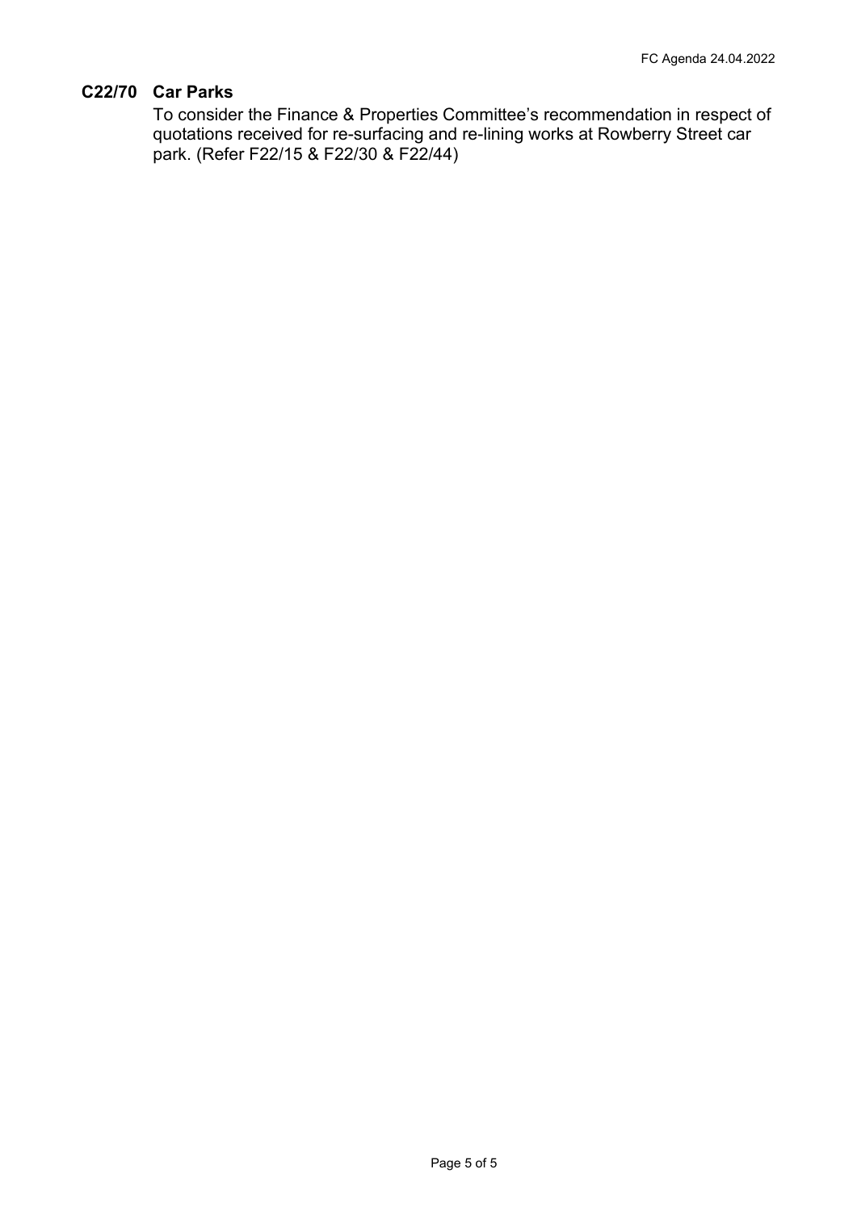## C22/70 Car Parks

To consider the Finance & Properties Committee's recommendation in respect of quotations received for re-surfacing and re-lining works at Rowberry Street car park. (Refer F22/15 & F22/30 & F22/44)